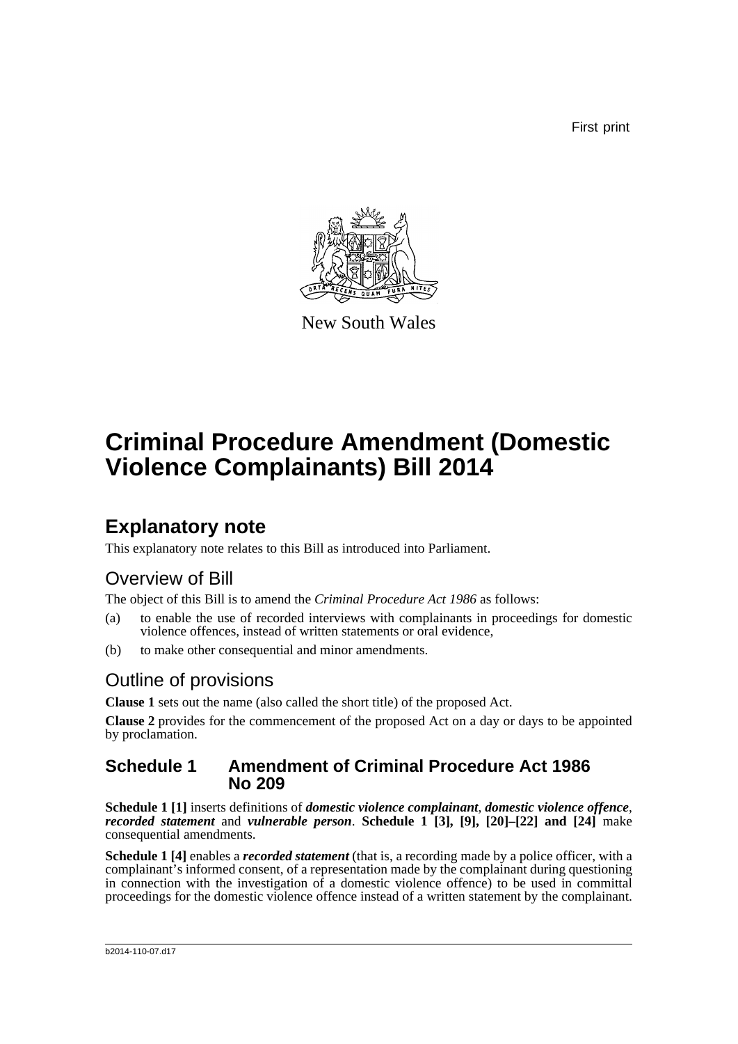First print

New South Wales

# Criminal Procedure Amendment (Domestic Violence Complainants) Bill 2014

## Explanatory note

This explanatory note relates to this Bill as introduced into Parliament.

### Overview of Bill

The object of this Bill is to amend the *Criminal Procedure Act 1986* as follows:

(a) to enable the use of recorded interviews with complainants in proceedings for domestic violence offences, instead of written statements or oral evidence,

(b) to make other consequential and minor amendments.

### Outline of provisions

**Clause 1** sets out the name (also called the short title) of the proposed Act.

**Clause 2** provides for the commencement of the proposed Act on a day or days to be appointed by proclamation.

### Schedule 1 Amendment of Criminal Procedure Act 1986 No 209

**Schedule 1 [1]** inserts definitions of ***domestic violence complainant***, ***domestic violence offence***, ***recorded statement*** and ***vulnerable person***. **Schedule 1 [3], [9], [20]–[22] and [24]** make consequential amendments.

**Schedule 1 [4]** enables a ***recorded statement*** (that is, a recording made by a police officer, with a complainant's informed consent, of a representation made by the complainant during questioning in connection with the investigation of a domestic violence offence) to be used in committal proceedings for the domestic violence offence instead of a written statement by the complainant.

b2014-110-07.d17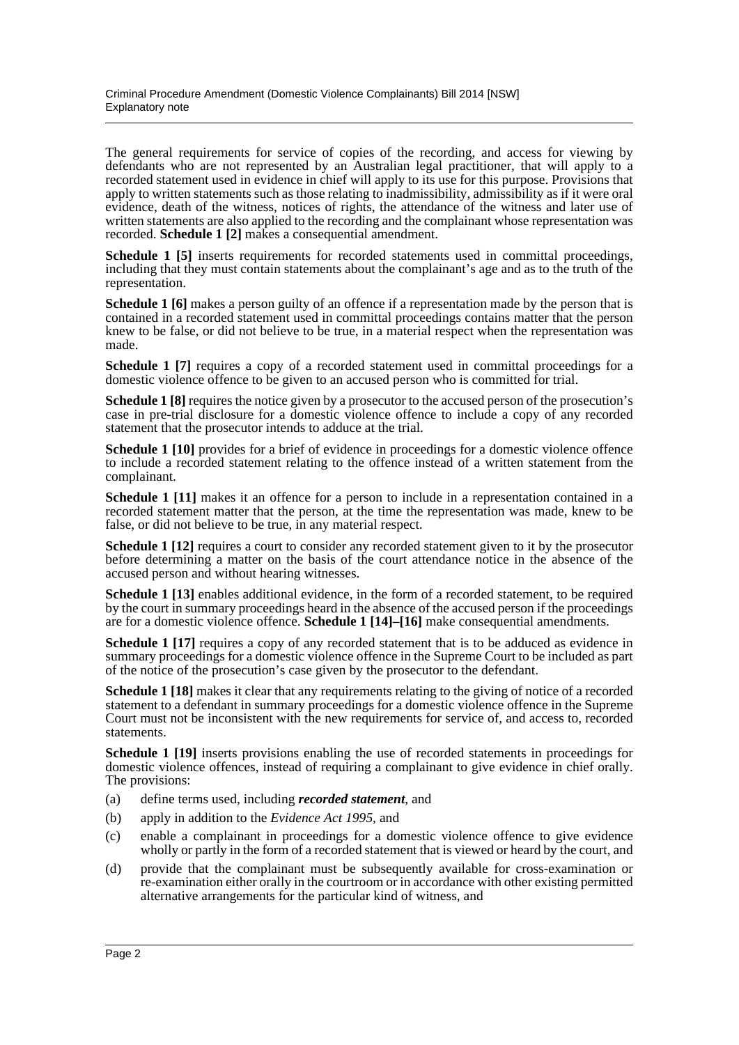The general requirements for service of copies of the recording, and access for viewing by defendants who are not represented by an Australian legal practitioner, that will apply to a recorded statement used in evidence in chief will apply to its use for this purpose. Provisions that apply to written statements such as those relating to inadmissibility, admissibility as if it were oral evidence, death of the witness, notices of rights, the attendance of the witness and later use of written statements are also applied to the recording and the complainant whose representation was recorded. **Schedule 1 [2]** makes a consequential amendment.

**Schedule 1 [5]** inserts requirements for recorded statements used in committal proceedings, including that they must contain statements about the complainant's age and as to the truth of the representation.

**Schedule 1 [6]** makes a person guilty of an offence if a representation made by the person that is contained in a recorded statement used in committal proceedings contains matter that the person knew to be false, or did not believe to be true, in a material respect when the representation was made.

**Schedule 1 [7]** requires a copy of a recorded statement used in committal proceedings for a domestic violence offence to be given to an accused person who is committed for trial.

**Schedule 1 [8]** requires the notice given by a prosecutor to the accused person of the prosecution's case in pre-trial disclosure for a domestic violence offence to include a copy of any recorded statement that the prosecutor intends to adduce at the trial.

**Schedule 1 [10]** provides for a brief of evidence in proceedings for a domestic violence offence to include a recorded statement relating to the offence instead of a written statement from the complainant.

**Schedule 1 [11]** makes it an offence for a person to include in a representation contained in a recorded statement matter that the person, at the time the representation was made, knew to be false, or did not believe to be true, in any material respect.

**Schedule 1 [12]** requires a court to consider any recorded statement given to it by the prosecutor before determining a matter on the basis of the court attendance notice in the absence of the accused person and without hearing witnesses.

**Schedule 1 [13]** enables additional evidence, in the form of a recorded statement, to be required by the court in summary proceedings heard in the absence of the accused person if the proceedings are for a domestic violence offence. **Schedule 1 [14]–[16]** make consequential amendments.

**Schedule 1 [17]** requires a copy of any recorded statement that is to be adduced as evidence in summary proceedings for a domestic violence offence in the Supreme Court to be included as part of the notice of the prosecution's case given by the prosecutor to the defendant.

**Schedule 1 [18]** makes it clear that any requirements relating to the giving of notice of a recorded statement to a defendant in summary proceedings for a domestic violence offence in the Supreme Court must not be inconsistent with the new requirements for service of, and access to, recorded statements.

**Schedule 1 [19]** inserts provisions enabling the use of recorded statements in proceedings for domestic violence offences, instead of requiring a complainant to give evidence in chief orally. The provisions:

(a) define terms used, including ***recorded statement***, and

(b) apply in addition to the *Evidence Act 1995*, and

(c) enable a complainant in proceedings for a domestic violence offence to give evidence wholly or partly in the form of a recorded statement that is viewed or heard by the court, and

(d) provide that the complainant must be subsequently available for cross-examination or re-examination either orally in the courtroom or in accordance with other existing permitted alternative arrangements for the particular kind of witness, and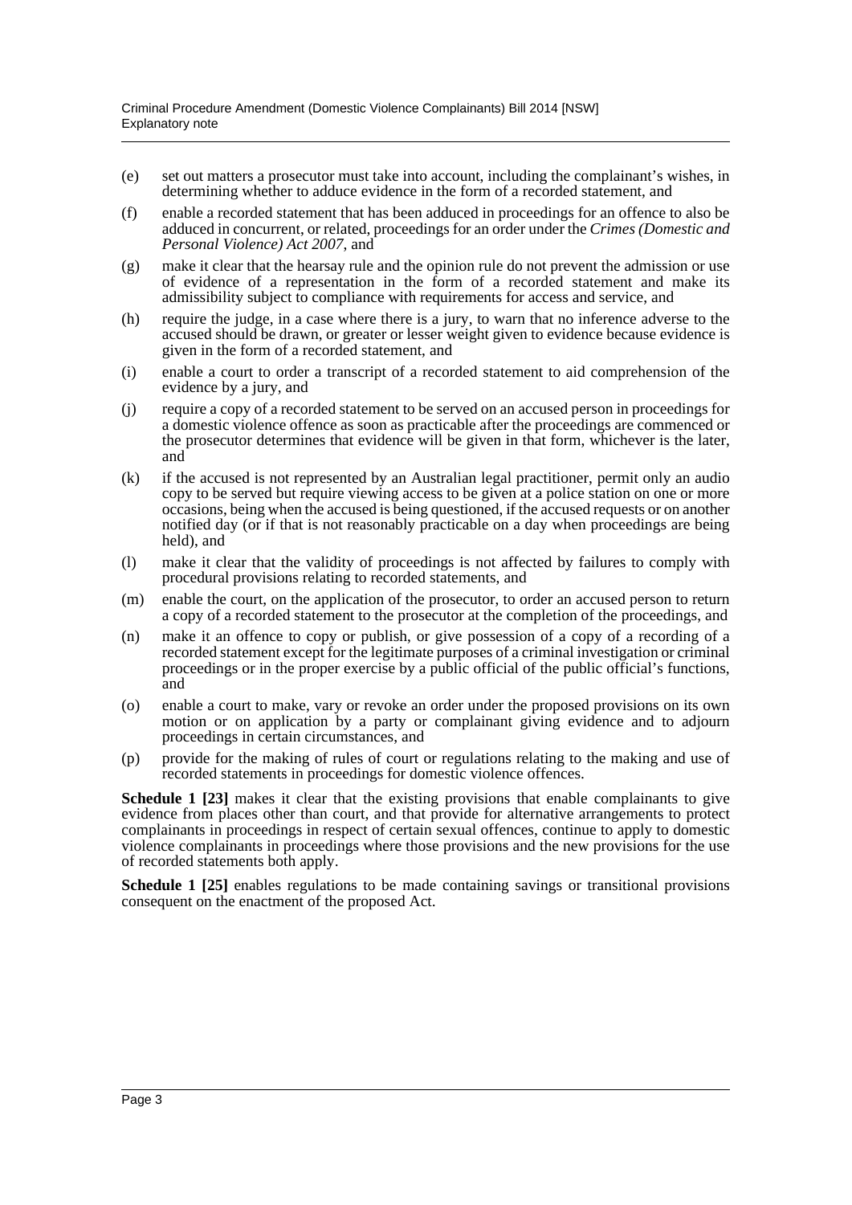(e) set out matters a prosecutor must take into account, including the complainant's wishes, in determining whether to adduce evidence in the form of a recorded statement, and

(f) enable a recorded statement that has been adduced in proceedings for an offence to also be adduced in concurrent, or related, proceedings for an order under the *Crimes (Domestic and Personal Violence) Act 2007*, and

(g) make it clear that the hearsay rule and the opinion rule do not prevent the admission or use of evidence of a representation in the form of a recorded statement and make its admissibility subject to compliance with requirements for access and service, and

(h) require the judge, in a case where there is a jury, to warn that no inference adverse to the accused should be drawn, or greater or lesser weight given to evidence because evidence is given in the form of a recorded statement, and

(i) enable a court to order a transcript of a recorded statement to aid comprehension of the evidence by a jury, and

(j) require a copy of a recorded statement to be served on an accused person in proceedings for a domestic violence offence as soon as practicable after the proceedings are commenced or the prosecutor determines that evidence will be given in that form, whichever is the later, and

(k) if the accused is not represented by an Australian legal practitioner, permit only an audio copy to be served but require viewing access to be given at a police station on one or more occasions, being when the accused is being questioned, if the accused requests or on another notified day (or if that is not reasonably practicable on a day when proceedings are being held), and

(l) make it clear that the validity of proceedings is not affected by failures to comply with procedural provisions relating to recorded statements, and

(m) enable the court, on the application of the prosecutor, to order an accused person to return a copy of a recorded statement to the prosecutor at the completion of the proceedings, and

(n) make it an offence to copy or publish, or give possession of a copy of a recording of a recorded statement except for the legitimate purposes of a criminal investigation or criminal proceedings or in the proper exercise by a public official of the public official's functions, and

(o) enable a court to make, vary or revoke an order under the proposed provisions on its own motion or on application by a party or complainant giving evidence and to adjourn proceedings in certain circumstances, and

(p) provide for the making of rules of court or regulations relating to the making and use of recorded statements in proceedings for domestic violence offences.

**Schedule 1 [23]** makes it clear that the existing provisions that enable complainants to give evidence from places other than court, and that provide for alternative arrangements to protect complainants in proceedings in respect of certain sexual offences, continue to apply to domestic violence complainants in proceedings where those provisions and the new provisions for the use of recorded statements both apply.

**Schedule 1 [25]** enables regulations to be made containing savings or transitional provisions consequent on the enactment of the proposed Act.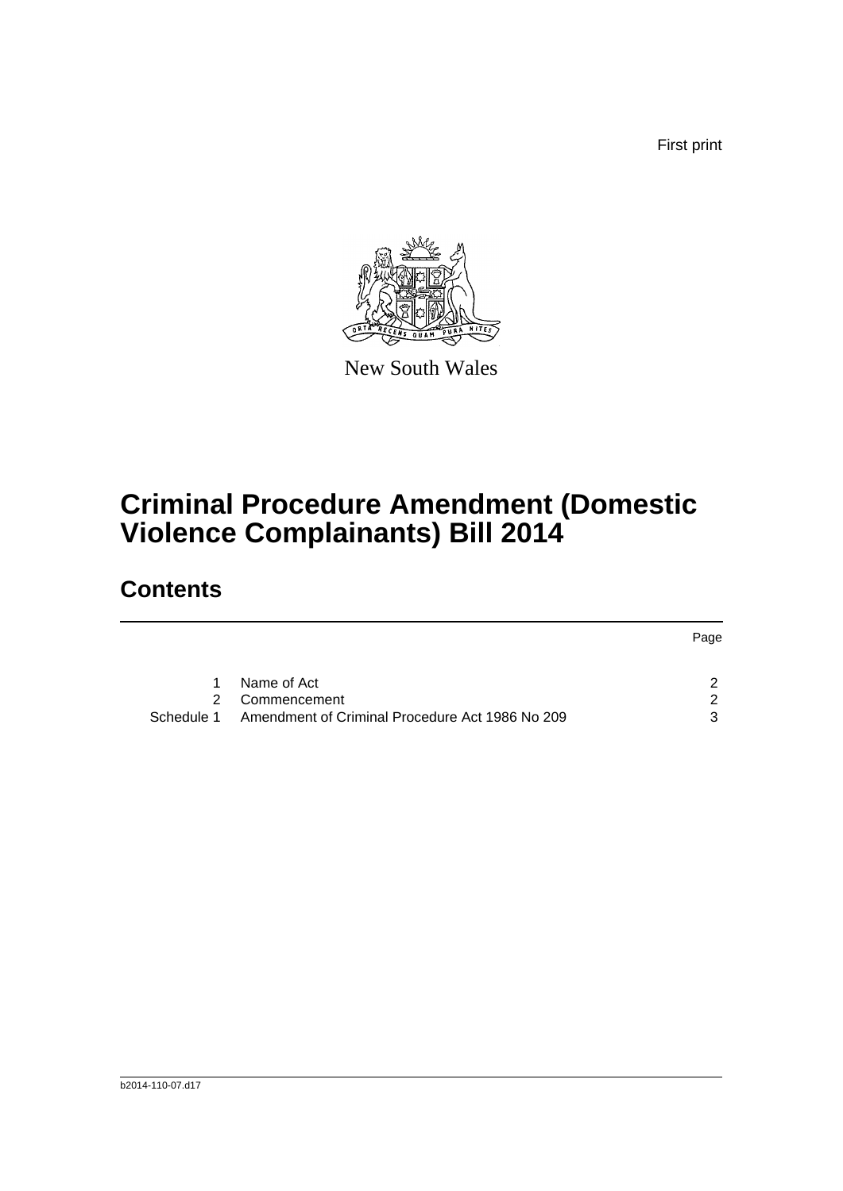First print

New South Wales

# Criminal Procedure Amendment (Domestic Violence Complainants) Bill 2014

## Contents

| | | Page |
|---|---|---|
| 1 | Name of Act | 2 |
| 2 | Commencement | 2 |
| Schedule 1 | Amendment of Criminal Procedure Act 1986 No 209 | 3 |

b2014-110-07.d17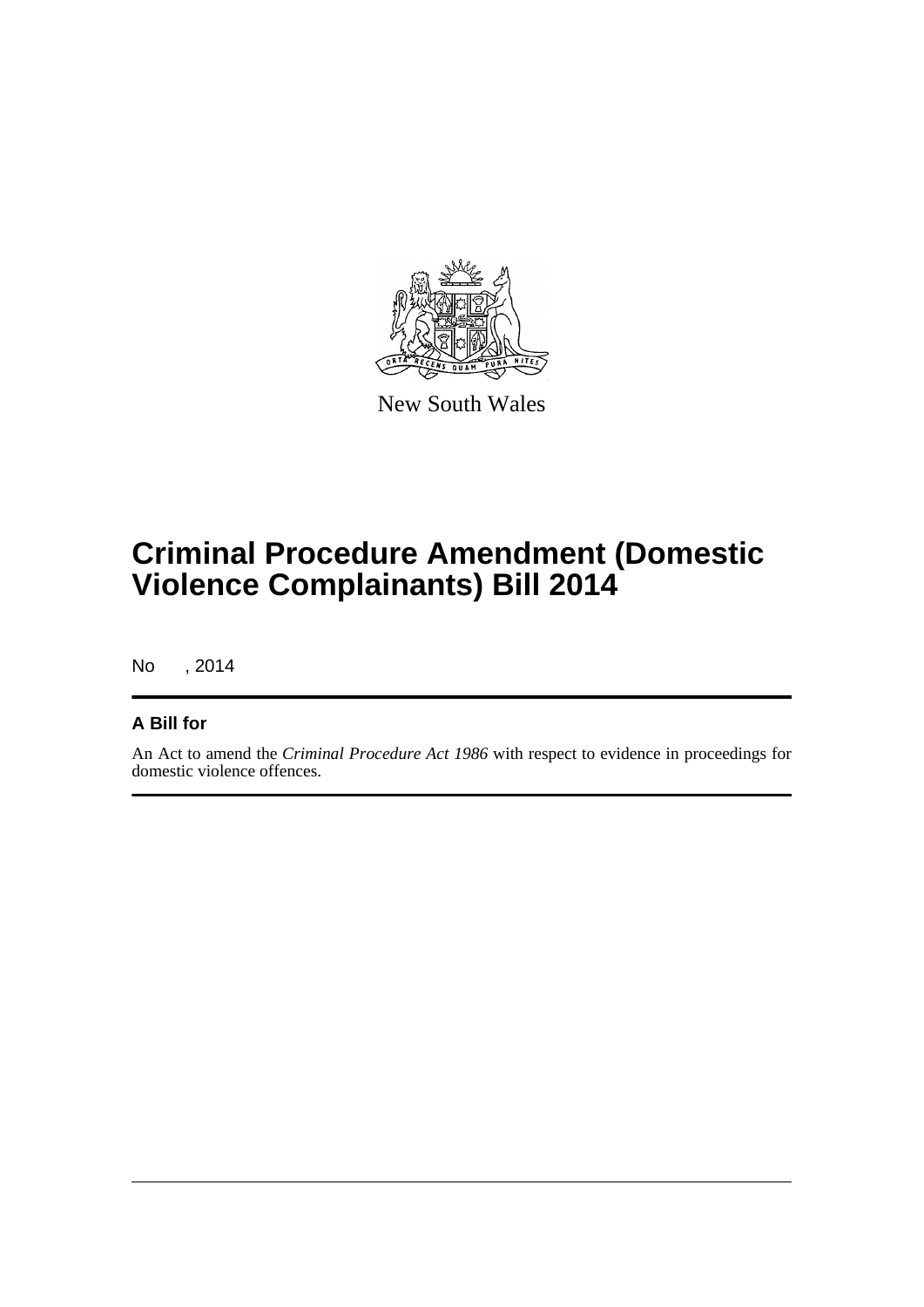New South Wales

# Criminal Procedure Amendment (Domestic Violence Complainants) Bill 2014

No , 2014

**A Bill for**

An Act to amend the *Criminal Procedure Act 1986* with respect to evidence in proceedings for domestic violence offences.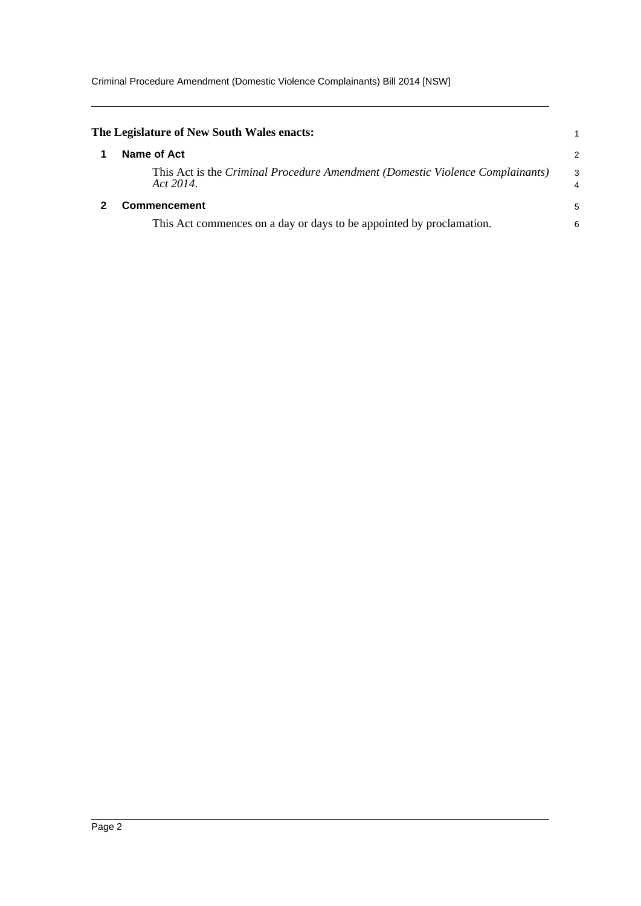**The Legislature of New South Wales enacts:**

## 1 Name of Act

This Act is the *Criminal Procedure Amendment (Domestic Violence Complainants) Act 2014*.

## 2 Commencement

This Act commences on a day or days to be appointed by proclamation.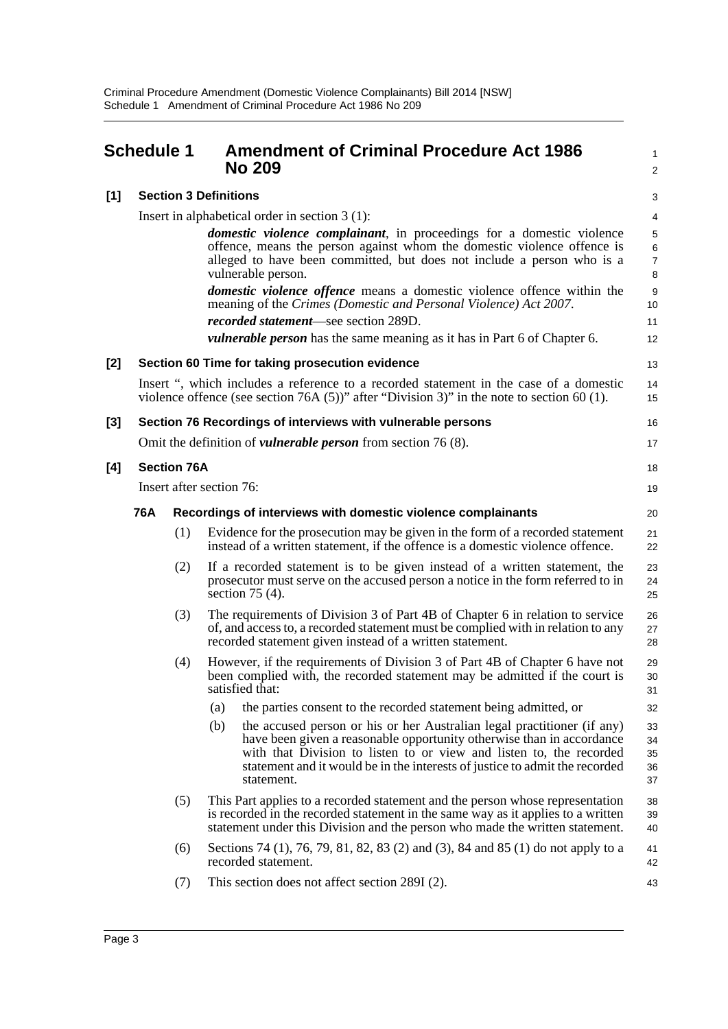# Schedule 1 Amendment of Criminal Procedure Act 1986 No 209

## [1] Section 3 Definitions

Insert in alphabetical order in section 3 (1):

> ***domestic violence complainant***, in proceedings for a domestic violence offence, means the person against whom the domestic violence offence is alleged to have been committed, but does not include a person who is a vulnerable person.
>
> ***domestic violence offence*** means a domestic violence offence within the meaning of the *Crimes (Domestic and Personal Violence) Act 2007*.
>
> ***recorded statement***—see section 289D.
>
> ***vulnerable person*** has the same meaning as it has in Part 6 of Chapter 6.

## [2] Section 60 Time for taking prosecution evidence

Insert ", which includes a reference to a recorded statement in the case of a domestic violence offence (see section 76A (5))" after "Division 3)" in the note to section 60 (1).

## [3] Section 76 Recordings of interviews with vulnerable persons

Omit the definition of ***vulnerable person*** from section 76 (8).

## [4] Section 76A

Insert after section 76:

### 76A Recordings of interviews with domestic violence complainants

(1) Evidence for the prosecution may be given in the form of a recorded statement instead of a written statement, if the offence is a domestic violence offence.

(2) If a recorded statement is to be given instead of a written statement, the prosecutor must serve on the accused person a notice in the form referred to in section 75 (4).

(3) The requirements of Division 3 of Part 4B of Chapter 6 in relation to service of, and access to, a recorded statement must be complied with in relation to any recorded statement given instead of a written statement.

(4) However, if the requirements of Division 3 of Part 4B of Chapter 6 have not been complied with, the recorded statement may be admitted if the court is satisfied that:

- (a) the parties consent to the recorded statement being admitted, or
- (b) the accused person or his or her Australian legal practitioner (if any) have been given a reasonable opportunity otherwise than in accordance with that Division to listen to or view and listen to, the recorded statement and it would be in the interests of justice to admit the recorded statement.

(5) This Part applies to a recorded statement and the person whose representation is recorded in the recorded statement in the same way as it applies to a written statement under this Division and the person who made the written statement.

(6) Sections 74 (1), 76, 79, 81, 82, 83 (2) and (3), 84 and 85 (1) do not apply to a recorded statement.

(7) This section does not affect section 289I (2).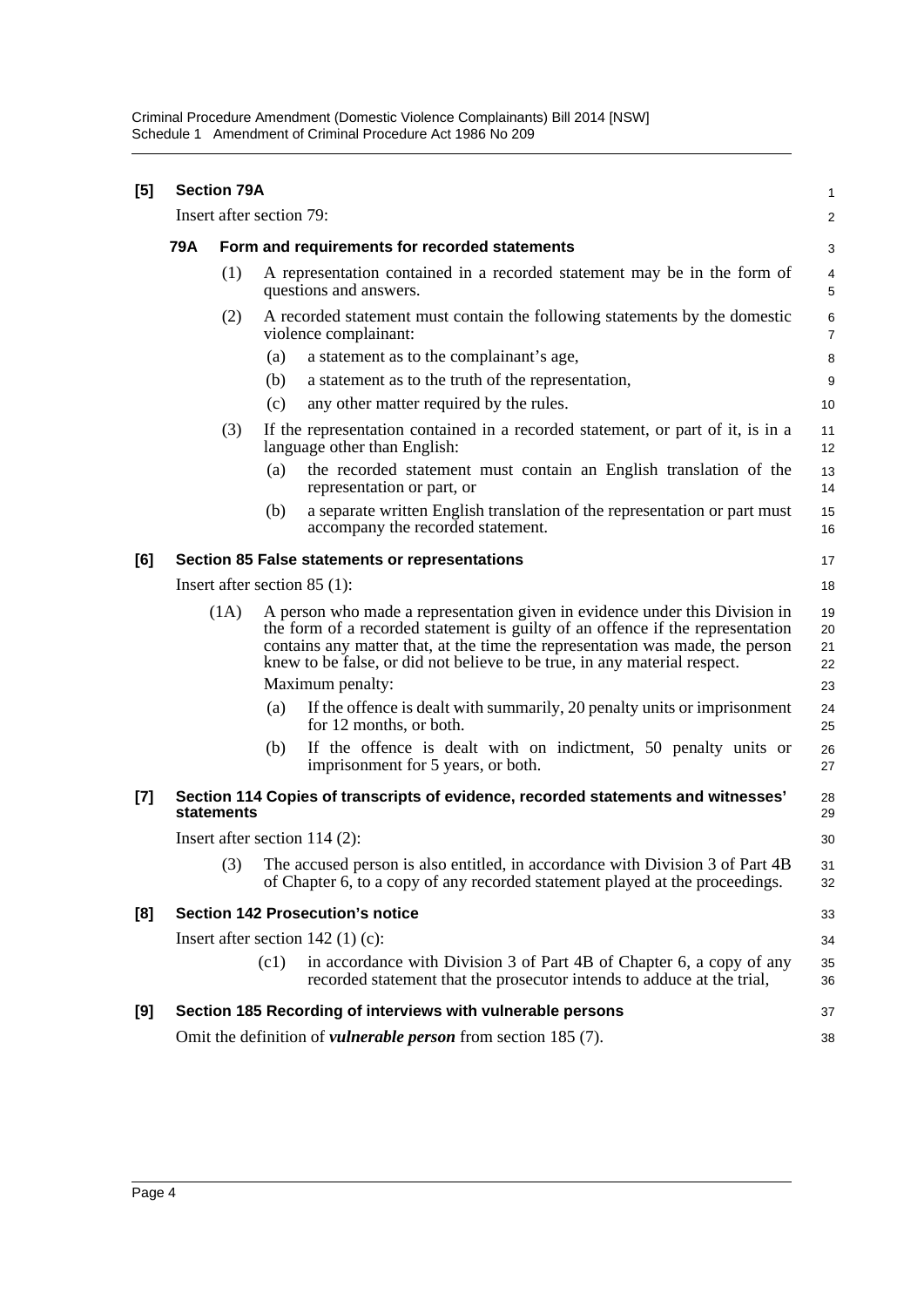**[5] Section 79A**

Insert after section 79:

**79A Form and requirements for recorded statements**

(1) A representation contained in a recorded statement may be in the form of questions and answers.

(2) A recorded statement must contain the following statements by the domestic violence complainant:

(a) a statement as to the complainant's age,

(b) a statement as to the truth of the representation,

(c) any other matter required by the rules.

(3) If the representation contained in a recorded statement, or part of it, is in a language other than English:

(a) the recorded statement must contain an English translation of the representation or part, or

(b) a separate written English translation of the representation or part must accompany the recorded statement.

**[6] Section 85 False statements or representations**

Insert after section 85 (1):

(1A) A person who made a representation given in evidence under this Division in the form of a recorded statement is guilty of an offence if the representation contains any matter that, at the time the representation was made, the person knew to be false, or did not believe to be true, in any material respect.

Maximum penalty:

(a) If the offence is dealt with summarily, 20 penalty units or imprisonment for 12 months, or both.

(b) If the offence is dealt with on indictment, 50 penalty units or imprisonment for 5 years, or both.

**[7] Section 114 Copies of transcripts of evidence, recorded statements and witnesses' statements**

Insert after section 114 (2):

(3) The accused person is also entitled, in accordance with Division 3 of Part 4B of Chapter 6, to a copy of any recorded statement played at the proceedings.

**[8] Section 142 Prosecution's notice**

Insert after section 142 (1) (c):

(c1) in accordance with Division 3 of Part 4B of Chapter 6, a copy of any recorded statement that the prosecutor intends to adduce at the trial,

**[9] Section 185 Recording of interviews with vulnerable persons**

Omit the definition of ***vulnerable person*** from section 185 (7).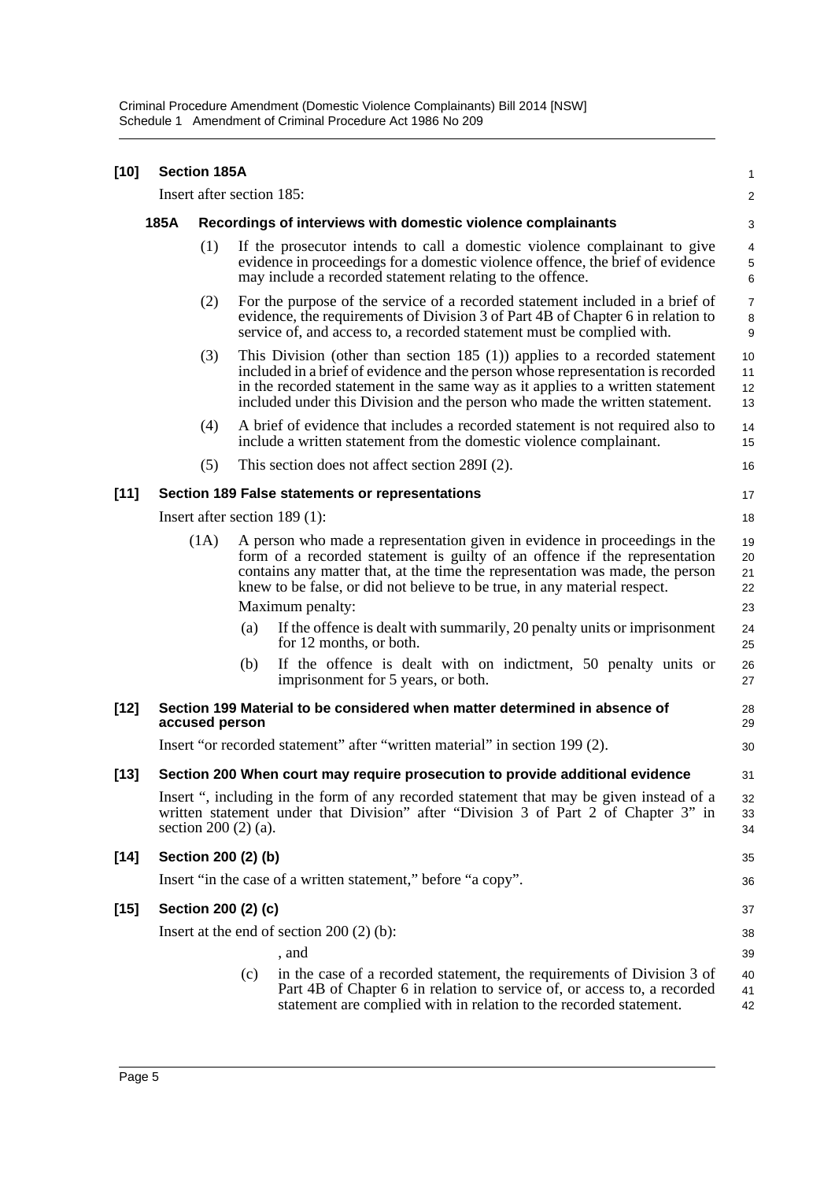**[10] Section 185A**

Insert after section 185:

**185A Recordings of interviews with domestic violence complainants**

(1) If the prosecutor intends to call a domestic violence complainant to give evidence in proceedings for a domestic violence offence, the brief of evidence may include a recorded statement relating to the offence.

(2) For the purpose of the service of a recorded statement included in a brief of evidence, the requirements of Division 3 of Part 4B of Chapter 6 in relation to service of, and access to, a recorded statement must be complied with.

(3) This Division (other than section 185 (1)) applies to a recorded statement included in a brief of evidence and the person whose representation is recorded in the recorded statement in the same way as it applies to a written statement included under this Division and the person who made the written statement.

(4) A brief of evidence that includes a recorded statement is not required also to include a written statement from the domestic violence complainant.

(5) This section does not affect section 289I (2).

**[11] Section 189 False statements or representations**

Insert after section 189 (1):

(1A) A person who made a representation given in evidence in proceedings in the form of a recorded statement is guilty of an offence if the representation contains any matter that, at the time the representation was made, the person knew to be false, or did not believe to be true, in any material respect.

Maximum penalty:

(a) If the offence is dealt with summarily, 20 penalty units or imprisonment for 12 months, or both.

(b) If the offence is dealt with on indictment, 50 penalty units or imprisonment for 5 years, or both.

**[12] Section 199 Material to be considered when matter determined in absence of accused person**

Insert "or recorded statement" after "written material" in section 199 (2).

**[13] Section 200 When court may require prosecution to provide additional evidence**

Insert ", including in the form of any recorded statement that may be given instead of a written statement under that Division" after "Division 3 of Part 2 of Chapter 3" in section 200 (2) (a).

**[14] Section 200 (2) (b)**

Insert "in the case of a written statement," before "a copy".

**[15] Section 200 (2) (c)**

Insert at the end of section 200 (2) (b):

, and

(c) in the case of a recorded statement, the requirements of Division 3 of Part 4B of Chapter 6 in relation to service of, or access to, a recorded statement are complied with in relation to the recorded statement.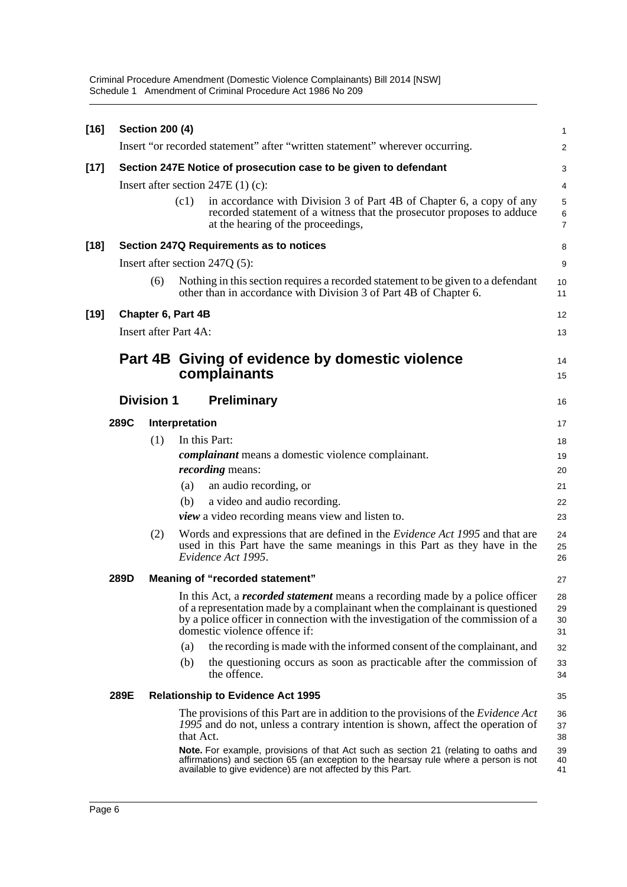**[16] Section 200 (4)**

Insert "or recorded statement" after "written statement" wherever occurring.

**[17] Section 247E Notice of prosecution case to be given to defendant**

Insert after section 247E (1) (c):

(c1) in accordance with Division 3 of Part 4B of Chapter 6, a copy of any recorded statement of a witness that the prosecutor proposes to adduce at the hearing of the proceedings,

**[18] Section 247Q Requirements as to notices**

Insert after section 247Q (5):

(6) Nothing in this section requires a recorded statement to be given to a defendant other than in accordance with Division 3 of Part 4B of Chapter 6.

**[19] Chapter 6, Part 4B**

Insert after Part 4A:

# Part 4B Giving of evidence by domestic violence complainants

## Division 1 Preliminary

### 289C Interpretation

(1) In this Part:

***complainant*** means a domestic violence complainant.

***recording*** means:

(a) an audio recording, or

(b) a video and audio recording.

***view*** a video recording means view and listen to.

(2) Words and expressions that are defined in the *Evidence Act 1995* and that are used in this Part have the same meanings in this Part as they have in the *Evidence Act 1995*.

### 289D Meaning of "recorded statement"

In this Act, a ***recorded statement*** means a recording made by a police officer of a representation made by a complainant when the complainant is questioned by a police officer in connection with the investigation of the commission of a domestic violence offence if:

(a) the recording is made with the informed consent of the complainant, and

(b) the questioning occurs as soon as practicable after the commission of the offence.

### 289E Relationship to Evidence Act 1995

The provisions of this Part are in addition to the provisions of the *Evidence Act 1995* and do not, unless a contrary intention is shown, affect the operation of that Act.

**Note.** For example, provisions of that Act such as section 21 (relating to oaths and affirmations) and section 65 (an exception to the hearsay rule where a person is not available to give evidence) are not affected by this Part.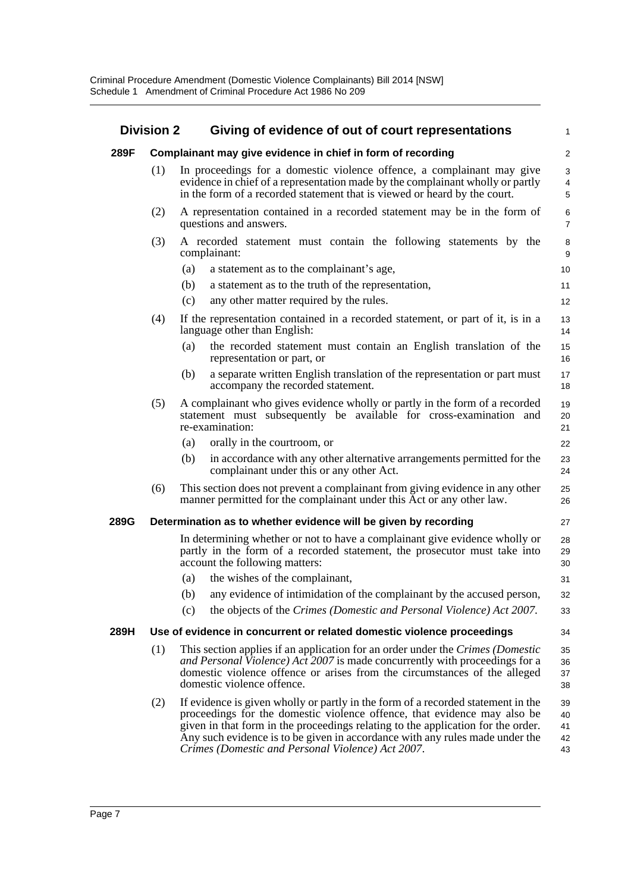## Division 2 Giving of evidence of out of court representations

### 289F Complainant may give evidence in chief in form of recording

(1) In proceedings for a domestic violence offence, a complainant may give evidence in chief of a representation made by the complainant wholly or partly in the form of a recorded statement that is viewed or heard by the court.

(2) A representation contained in a recorded statement may be in the form of questions and answers.

(3) A recorded statement must contain the following statements by the complainant:

(a) a statement as to the complainant's age,

(b) a statement as to the truth of the representation,

(c) any other matter required by the rules.

(4) If the representation contained in a recorded statement, or part of it, is in a language other than English:

(a) the recorded statement must contain an English translation of the representation or part, or

(b) a separate written English translation of the representation or part must accompany the recorded statement.

(5) A complainant who gives evidence wholly or partly in the form of a recorded statement must subsequently be available for cross-examination and re-examination:

(a) orally in the courtroom, or

(b) in accordance with any other alternative arrangements permitted for the complainant under this or any other Act.

(6) This section does not prevent a complainant from giving evidence in any other manner permitted for the complainant under this Act or any other law.

### 289G Determination as to whether evidence will be given by recording

In determining whether or not to have a complainant give evidence wholly or partly in the form of a recorded statement, the prosecutor must take into account the following matters:

(a) the wishes of the complainant,

(b) any evidence of intimidation of the complainant by the accused person,

(c) the objects of the *Crimes (Domestic and Personal Violence) Act 2007*.

### 289H Use of evidence in concurrent or related domestic violence proceedings

(1) This section applies if an application for an order under the *Crimes (Domestic and Personal Violence) Act 2007* is made concurrently with proceedings for a domestic violence offence or arises from the circumstances of the alleged domestic violence offence.

(2) If evidence is given wholly or partly in the form of a recorded statement in the proceedings for the domestic violence offence, that evidence may also be given in that form in the proceedings relating to the application for the order. Any such evidence is to be given in accordance with any rules made under the *Crimes (Domestic and Personal Violence) Act 2007*.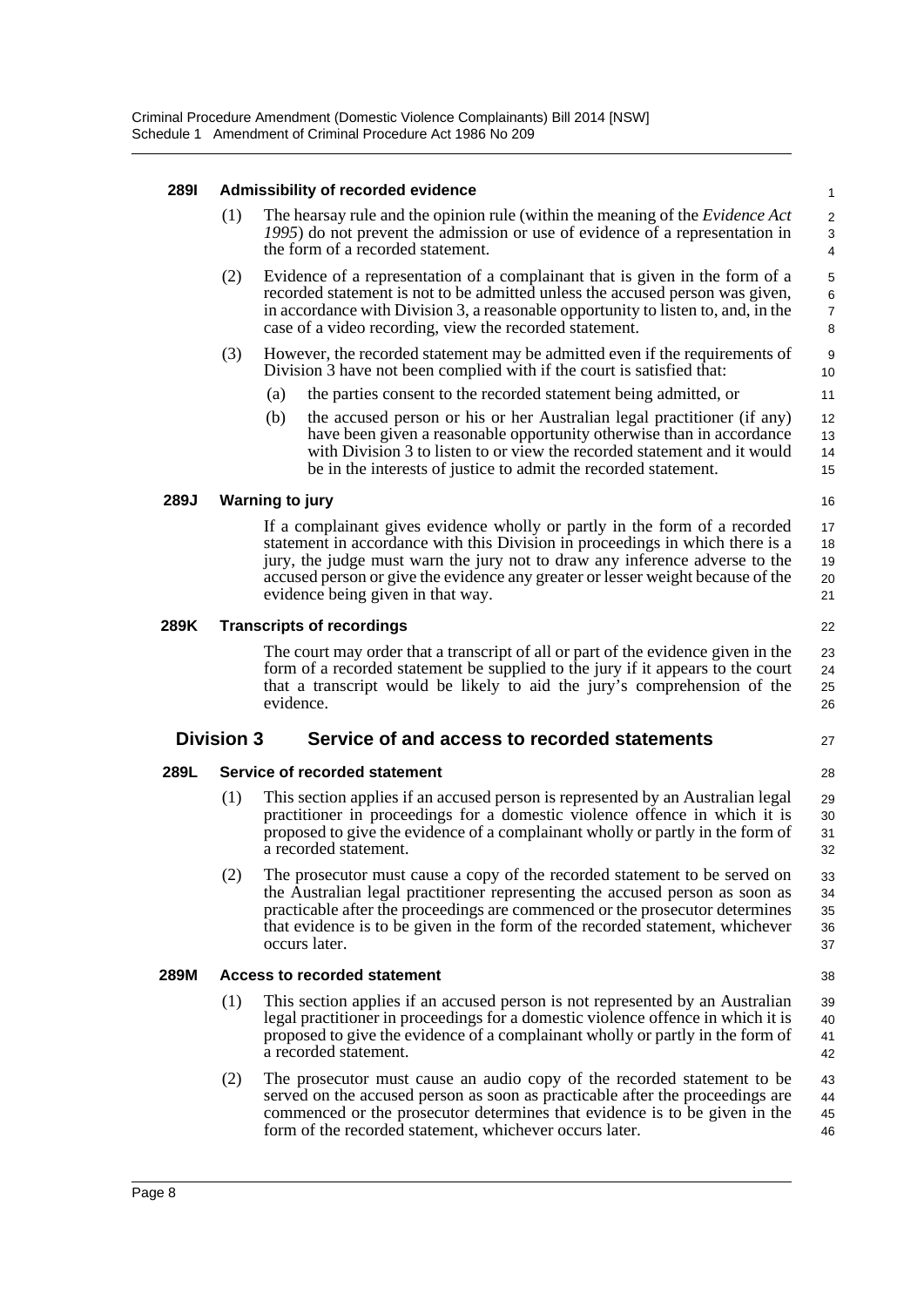#### 289I Admissibility of recorded evidence

(1) The hearsay rule and the opinion rule (within the meaning of the *Evidence Act 1995*) do not prevent the admission or use of evidence of a representation in the form of a recorded statement.

(2) Evidence of a representation of a complainant that is given in the form of a recorded statement is not to be admitted unless the accused person was given, in accordance with Division 3, a reasonable opportunity to listen to, and, in the case of a video recording, view the recorded statement.

(3) However, the recorded statement may be admitted even if the requirements of Division 3 have not been complied with if the court is satisfied that:

(a) the parties consent to the recorded statement being admitted, or

(b) the accused person or his or her Australian legal practitioner (if any) have been given a reasonable opportunity otherwise than in accordance with Division 3 to listen to or view the recorded statement and it would be in the interests of justice to admit the recorded statement.

#### 289J Warning to jury

If a complainant gives evidence wholly or partly in the form of a recorded statement in accordance with this Division in proceedings in which there is a jury, the judge must warn the jury not to draw any inference adverse to the accused person or give the evidence any greater or lesser weight because of the evidence being given in that way.

#### 289K Transcripts of recordings

The court may order that a transcript of all or part of the evidence given in the form of a recorded statement be supplied to the jury if it appears to the court that a transcript would be likely to aid the jury's comprehension of the evidence.

### Division 3 Service of and access to recorded statements

#### 289L Service of recorded statement

(1) This section applies if an accused person is represented by an Australian legal practitioner in proceedings for a domestic violence offence in which it is proposed to give the evidence of a complainant wholly or partly in the form of a recorded statement.

(2) The prosecutor must cause a copy of the recorded statement to be served on the Australian legal practitioner representing the accused person as soon as practicable after the proceedings are commenced or the prosecutor determines that evidence is to be given in the form of the recorded statement, whichever occurs later.

#### 289M Access to recorded statement

(1) This section applies if an accused person is not represented by an Australian legal practitioner in proceedings for a domestic violence offence in which it is proposed to give the evidence of a complainant wholly or partly in the form of a recorded statement.

(2) The prosecutor must cause an audio copy of the recorded statement to be served on the accused person as soon as practicable after the proceedings are commenced or the prosecutor determines that evidence is to be given in the form of the recorded statement, whichever occurs later.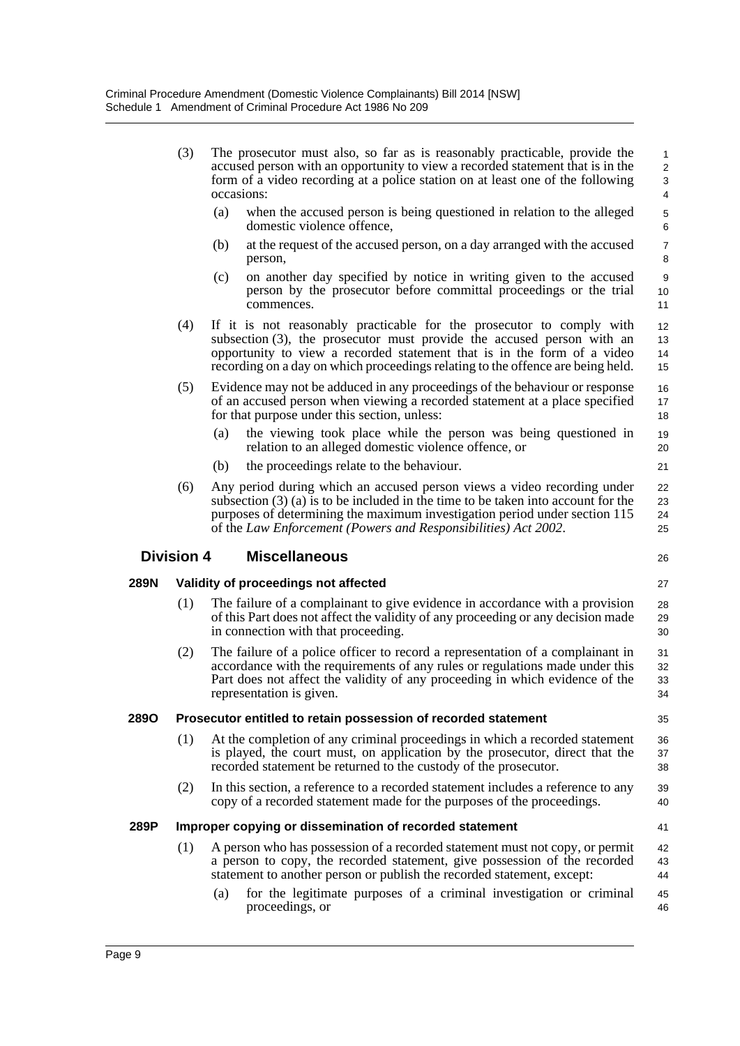(3) The prosecutor must also, so far as is reasonably practicable, provide the accused person with an opportunity to view a recorded statement that is in the form of a video recording at a police station on at least one of the following occasions:

(a) when the accused person is being questioned in relation to the alleged domestic violence offence,

(b) at the request of the accused person, on a day arranged with the accused person,

(c) on another day specified by notice in writing given to the accused person by the prosecutor before committal proceedings or the trial commences.

(4) If it is not reasonably practicable for the prosecutor to comply with subsection (3), the prosecutor must provide the accused person with an opportunity to view a recorded statement that is in the form of a video recording on a day on which proceedings relating to the offence are being held.

(5) Evidence may not be adduced in any proceedings of the behaviour or response of an accused person when viewing a recorded statement at a place specified for that purpose under this section, unless:

(a) the viewing took place while the person was being questioned in relation to an alleged domestic violence offence, or

(b) the proceedings relate to the behaviour.

(6) Any period during which an accused person views a video recording under subsection (3) (a) is to be included in the time to be taken into account for the purposes of determining the maximum investigation period under section 115 of the *Law Enforcement (Powers and Responsibilities) Act 2002*.

## Division 4 Miscellaneous

### 289N Validity of proceedings not affected

(1) The failure of a complainant to give evidence in accordance with a provision of this Part does not affect the validity of any proceeding or any decision made in connection with that proceeding.

(2) The failure of a police officer to record a representation of a complainant in accordance with the requirements of any rules or regulations made under this Part does not affect the validity of any proceeding in which evidence of the representation is given.

### 289O Prosecutor entitled to retain possession of recorded statement

(1) At the completion of any criminal proceedings in which a recorded statement is played, the court must, on application by the prosecutor, direct that the recorded statement be returned to the custody of the prosecutor.

(2) In this section, a reference to a recorded statement includes a reference to any copy of a recorded statement made for the purposes of the proceedings.

### 289P Improper copying or dissemination of recorded statement

(1) A person who has possession of a recorded statement must not copy, or permit a person to copy, the recorded statement, give possession of the recorded statement to another person or publish the recorded statement, except:

(a) for the legitimate purposes of a criminal investigation or criminal proceedings, or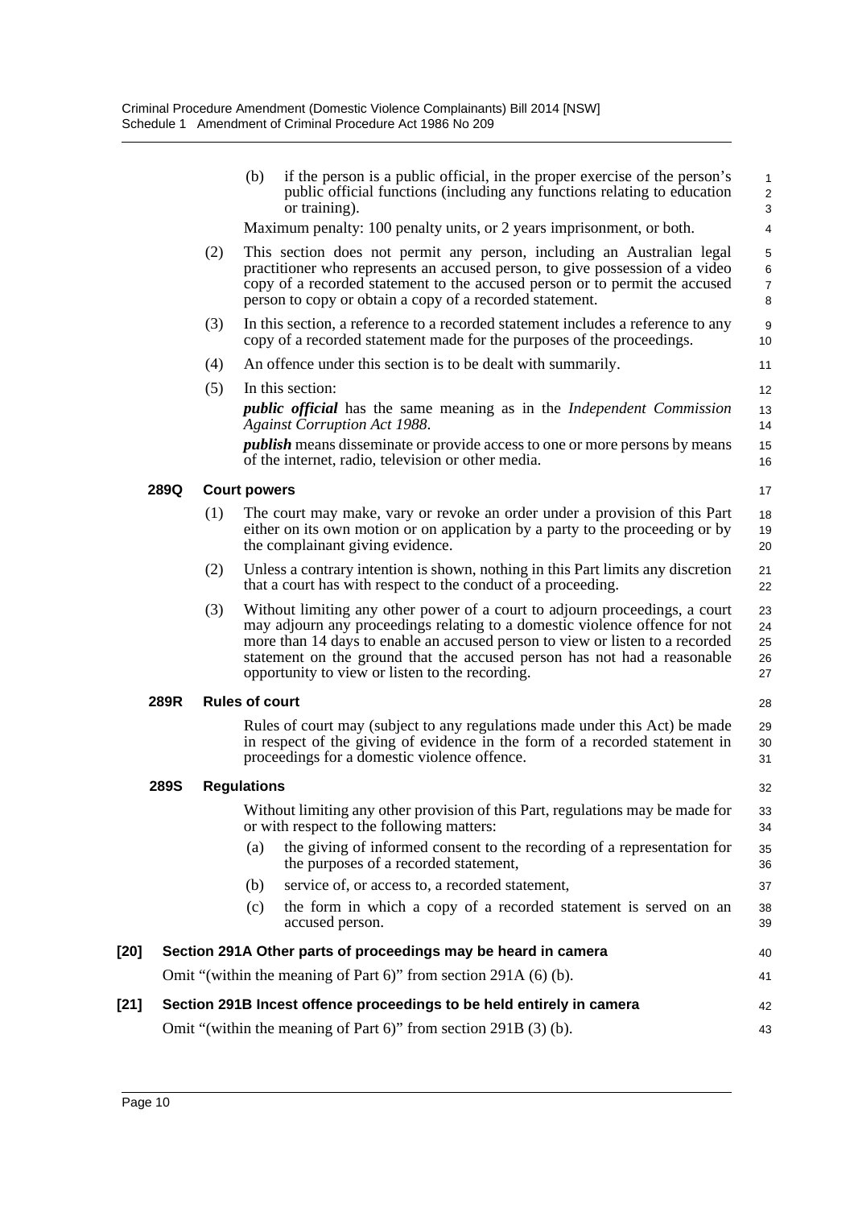(b) if the person is a public official, in the proper exercise of the person's public official functions (including any functions relating to education or training).

Maximum penalty: 100 penalty units, or 2 years imprisonment, or both.

(2) This section does not permit any person, including an Australian legal practitioner who represents an accused person, to give possession of a video copy of a recorded statement to the accused person or to permit the accused person to copy or obtain a copy of a recorded statement.

(3) In this section, a reference to a recorded statement includes a reference to any copy of a recorded statement made for the purposes of the proceedings.

(4) An offence under this section is to be dealt with summarily.

(5) In this section:

***public official*** has the same meaning as in the *Independent Commission Against Corruption Act 1988*.

***publish*** means disseminate or provide access to one or more persons by means of the internet, radio, television or other media.

**289Q Court powers**

(1) The court may make, vary or revoke an order under a provision of this Part either on its own motion or on application by a party to the proceeding or by the complainant giving evidence.

(2) Unless a contrary intention is shown, nothing in this Part limits any discretion that a court has with respect to the conduct of a proceeding.

(3) Without limiting any other power of a court to adjourn proceedings, a court may adjourn any proceedings relating to a domestic violence offence for not more than 14 days to enable an accused person to view or listen to a recorded statement on the ground that the accused person has not had a reasonable opportunity to view or listen to the recording.

**289R Rules of court**

Rules of court may (subject to any regulations made under this Act) be made in respect of the giving of evidence in the form of a recorded statement in proceedings for a domestic violence offence.

**289S Regulations**

Without limiting any other provision of this Part, regulations may be made for or with respect to the following matters:

(a) the giving of informed consent to the recording of a representation for the purposes of a recorded statement,

(b) service of, or access to, a recorded statement,

(c) the form in which a copy of a recorded statement is served on an accused person.

**[20] Section 291A Other parts of proceedings may be heard in camera**

Omit "(within the meaning of Part 6)" from section 291A (6) (b).

**[21] Section 291B Incest offence proceedings to be held entirely in camera**

Omit "(within the meaning of Part 6)" from section 291B (3) (b).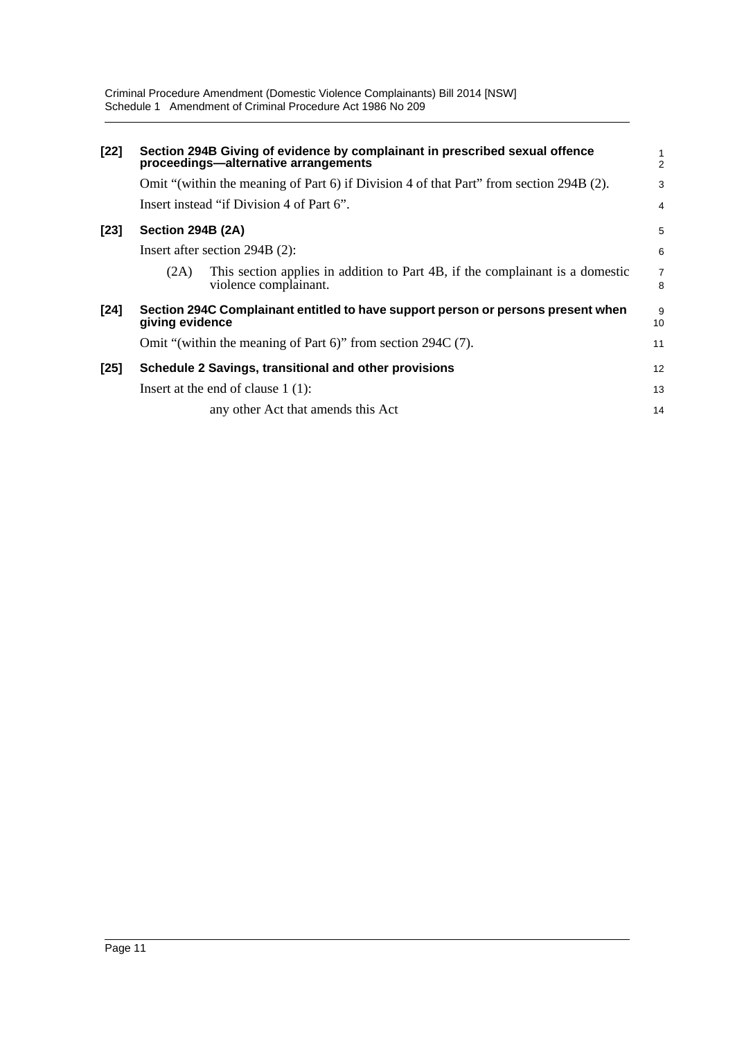**[22] Section 294B Giving of evidence by complainant in prescribed sexual offence proceedings—alternative arrangements**

Omit "(within the meaning of Part 6) if Division 4 of that Part" from section 294B (2).

Insert instead "if Division 4 of Part 6".

**[23] Section 294B (2A)**

Insert after section 294B (2):

(2A) This section applies in addition to Part 4B, if the complainant is a domestic violence complainant.

**[24] Section 294C Complainant entitled to have support person or persons present when giving evidence**

Omit "(within the meaning of Part 6)" from section 294C (7).

**[25] Schedule 2 Savings, transitional and other provisions**

Insert at the end of clause 1 (1):

any other Act that amends this Act